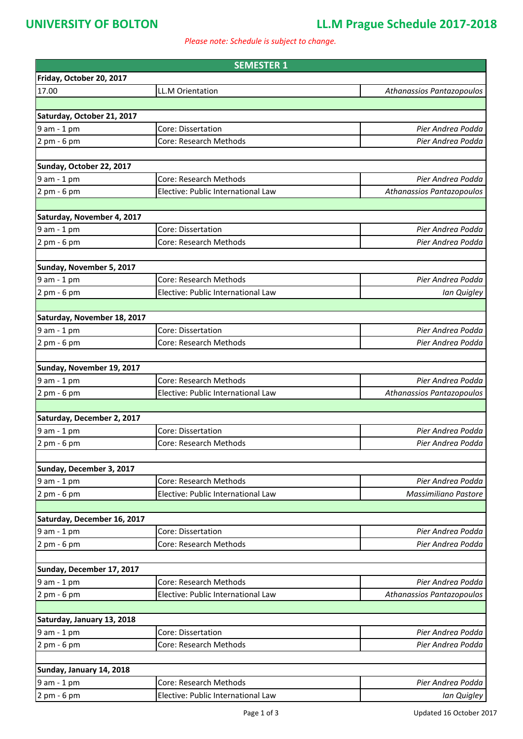**UNIVERSITY OF BOLTON**

# LL.M Prague Schedule 2017-2018

*Please note: Schedule is subject to change.*

| SEMESTER 1 | | |
|---|---|---|
| **Friday, October 20, 2017** | | |
| 17.00 | LL.M Orientation | *Athanassios Pantazopoulos* |
| | | |
| **Saturday, October 21, 2017** | | |
| 9 am - 1 pm | Core: Dissertation | *Pier Andrea Podda* |
| 2 pm - 6 pm | Core: Research Methods | *Pier Andrea Podda* |
| | | |
| **Sunday, October 22, 2017** | | |
| 9 am - 1 pm | Core: Research Methods | *Pier Andrea Podda* |
| 2 pm - 6 pm | Elective: Public International Law | *Athanassios Pantazopoulos* |
| | | |
| **Saturday, November 4, 2017** | | |
| 9 am - 1 pm | Core: Dissertation | *Pier Andrea Podda* |
| 2 pm - 6 pm | Core: Research Methods | *Pier Andrea Podda* |
| | | |
| **Sunday, November 5, 2017** | | |
| 9 am - 1 pm | Core: Research Methods | *Pier Andrea Podda* |
| 2 pm - 6 pm | Elective: Public International Law | *Ian Quigley* |
| | | |
| **Saturday, November 18, 2017** | | |
| 9 am - 1 pm | Core: Dissertation | *Pier Andrea Podda* |
| 2 pm - 6 pm | Core: Research Methods | *Pier Andrea Podda* |
| | | |
| **Sunday, November 19, 2017** | | |
| 9 am - 1 pm | Core: Research Methods | *Pier Andrea Podda* |
| 2 pm - 6 pm | Elective: Public International Law | *Athanassios Pantazopoulos* |
| | | |
| **Saturday, December 2, 2017** | | |
| 9 am - 1 pm | Core: Dissertation | *Pier Andrea Podda* |
| 2 pm - 6 pm | Core: Research Methods | *Pier Andrea Podda* |
| | | |
| **Sunday, December 3, 2017** | | |
| 9 am - 1 pm | Core: Research Methods | *Pier Andrea Podda* |
| 2 pm - 6 pm | Elective: Public International Law | *Massimiliano Pastore* |
| | | |
| **Saturday, December 16, 2017** | | |
| 9 am - 1 pm | Core: Dissertation | *Pier Andrea Podda* |
| 2 pm - 6 pm | Core: Research Methods | *Pier Andrea Podda* |
| | | |
| **Sunday, December 17, 2017** | | |
| 9 am - 1 pm | Core: Research Methods | *Pier Andrea Podda* |
| 2 pm - 6 pm | Elective: Public International Law | *Athanassios Pantazopoulos* |
| | | |
| **Saturday, January 13, 2018** | | |
| 9 am - 1 pm | Core: Dissertation | *Pier Andrea Podda* |
| 2 pm - 6 pm | Core: Research Methods | *Pier Andrea Podda* |
| | | |
| **Sunday, January 14, 2018** | | |
| 9 am - 1 pm | Core: Research Methods | *Pier Andrea Podda* |
| 2 pm - 6 pm | Elective: Public International Law | *Ian Quigley* |

Updated 16 October 2017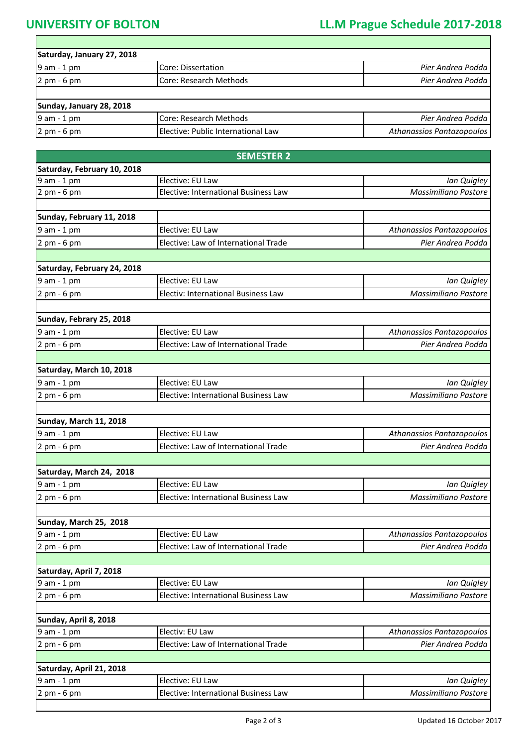| Saturday, January 27, 2018 | | |
|---|---|---|
| 9 am - 1 pm | Core: Dissertation | *Pier Andrea Podda* |
| 2 pm - 6 pm | Core: Research Methods | *Pier Andrea Podda* |
| | | |
| **Sunday, January 28, 2018** | | |
| 9 am - 1 pm | Core: Research Methods | *Pier Andrea Podda* |
| 2 pm - 6 pm | Elective: Public International Law | *Athanassios Pantazopoulos* |

## SEMESTER 2

| Saturday, February 10, 2018 | | |
|---|---|---|
| 9 am - 1 pm | Elective: EU Law | *Ian Quigley* |
| 2 pm - 6 pm | Elective: International Business Law | *Massimiliano Pastore* |
| | | |
| **Sunday, February 11, 2018** | | |
| 9 am - 1 pm | Elective: EU Law | *Athanassios Pantazopoulos* |
| 2 pm - 6 pm | Elective: Law of International Trade | *Pier Andrea Podda* |
| | | |
| **Saturday, February 24, 2018** | | |
| 9 am - 1 pm | Elective: EU Law | *Ian Quigley* |
| 2 pm - 6 pm | Electiv: International Business Law | *Massimiliano Pastore* |
| | | |
| **Sunday, Febrary 25, 2018** | | |
| 9 am - 1 pm | Elective: EU Law | *Athanassios Pantazopoulos* |
| 2 pm - 6 pm | Elective: Law of International Trade | *Pier Andrea Podda* |
| | | |
| **Saturday, March 10, 2018** | | |
| 9 am - 1 pm | Elective: EU Law | *Ian Quigley* |
| 2 pm - 6 pm | Elective: International Business Law | *Massimiliano Pastore* |
| | | |
| **Sunday, March 11, 2018** | | |
| 9 am - 1 pm | Elective: EU Law | *Athanassios Pantazopoulos* |
| 2 pm - 6 pm | Elective: Law of International Trade | *Pier Andrea Podda* |
| | | |
| **Saturday, March 24, 2018** | | |
| 9 am - 1 pm | Elective: EU Law | *Ian Quigley* |
| 2 pm - 6 pm | Elective: International Business Law | *Massimiliano Pastore* |
| | | |
| **Sunday, March 25, 2018** | | |
| 9 am - 1 pm | Elective: EU Law | *Athanassios Pantazopoulos* |
| 2 pm - 6 pm | Elective: Law of International Trade | *Pier Andrea Podda* |
| | | |
| **Saturday, April 7, 2018** | | |
| 9 am - 1 pm | Elective: EU Law | *Ian Quigley* |
| 2 pm - 6 pm | Elective: International Business Law | *Massimiliano Pastore* |
| | | |
| **Sunday, April 8, 2018** | | |
| 9 am - 1 pm | Electiv: EU Law | *Athanassios Pantazopoulos* |
| 2 pm - 6 pm | Elective: Law of International Trade | *Pier Andrea Podda* |
| | | |
| **Saturday, April 21, 2018** | | |
| 9 am - 1 pm | Elective: EU Law | *Ian Quigley* |
| 2 pm - 6 pm | Elective: International Business Law | *Massimiliano Pastore* |

Updated 16 October 2017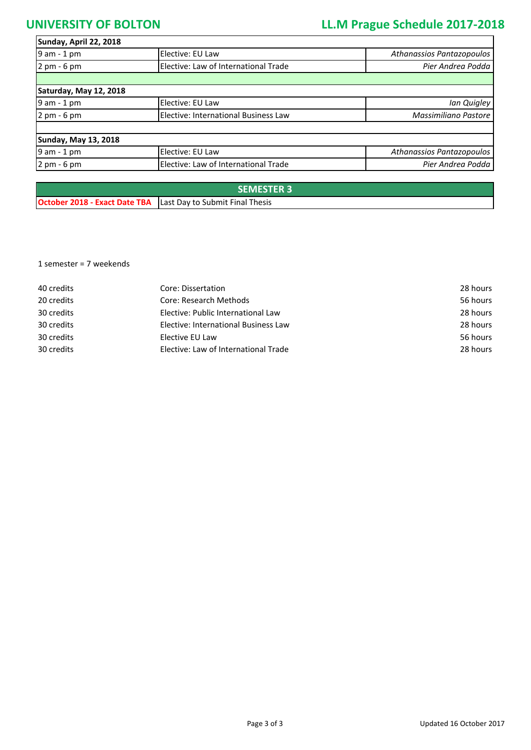# UNIVERSITY OF BOLTON

## LL.M Prague Schedule 2017-2018

| | | |
|---|---|---|
| **Sunday, April 22, 2018** | | |
| 9 am - 1 pm | Elective: EU Law | *Athanassios Pantazopoulos* |
| 2 pm - 6 pm | Elective: Law of International Trade | *Pier Andrea Podda* |
| | | |
| **Saturday, May 12, 2018** | | |
| 9 am - 1 pm | Elective: EU Law | *Ian Quigley* |
| 2 pm - 6 pm | Elective: International Business Law | *Massimiliano Pastore* |
| | | |
| **Sunday, May 13, 2018** | | |
| 9 am - 1 pm | Elective: EU Law | *Athanassios Pantazopoulos* |
| 2 pm - 6 pm | Elective: Law of International Trade | *Pier Andrea Podda* |

| **SEMESTER 3** | |
|---|---|
| **October 2018 - Exact Date TBA** | Last Day to Submit Final Thesis |

1 semester = 7 weekends

| | | |
|---|---|---|
| 40 credits | Core: Dissertation | 28 hours |
| 20 credits | Core: Research Methods | 56 hours |
| 30 credits | Elective: Public International Law | 28 hours |
| 30 credits | Elective: International Business Law | 28 hours |
| 30 credits | Elective EU Law | 56 hours |
| 30 credits | Elective: Law of International Trade | 28 hours |

Updated 16 October 2017